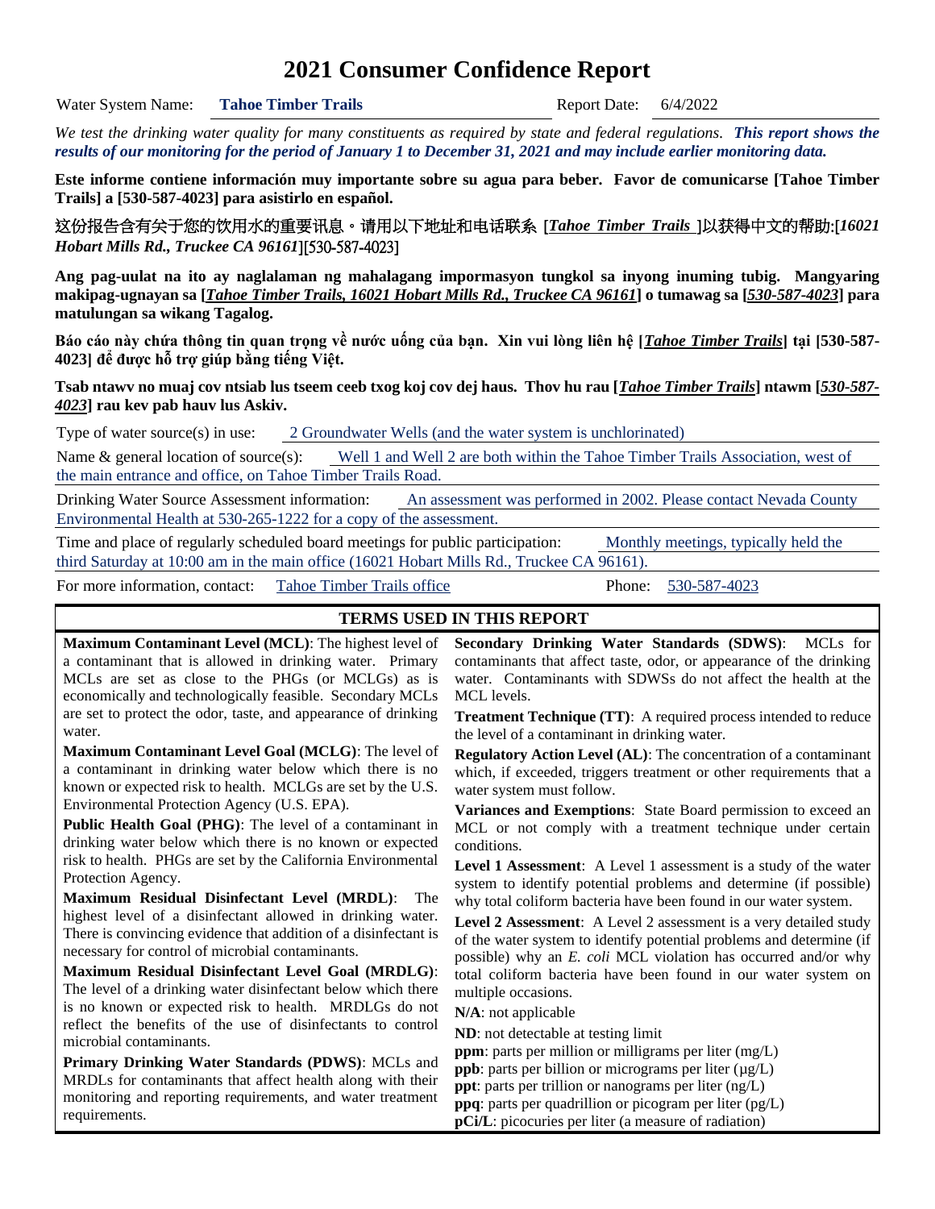# 2021 Consumer Confidence Report

Water System Name: **Tahoe Timber Trails** Report Date: 6/4/2022

*We test the drinking water quality for many constituents as required by state and federal regulations.* ***This report shows the results of our monitoring for the period of January 1 to December 31, 2021 and may include earlier monitoring data.***

**Este informe contiene información muy importante sobre su agua para beber. Favor de comunicarse [Tahoe Timber Trails] a [530-587-4023] para asistirlo en español.**

**这份报告含有关于您的饮用水的重要讯息。请用以下地址和电话联系 [*Tahoe Timber Trails* ]以获得中文的帮助:[*16021 Hobart Mills Rd., Truckee CA 96161*][530-587-4023]**

**Ang pag-uulat na ito ay naglalaman ng mahalagang impormasyon tungkol sa inyong inuming tubig. Mangyaring makipag-ugnayan sa [*Tahoe Timber Trails, 16021 Hobart Mills Rd., Truckee CA 96161*] o tumawag sa [*530-587-4023*] para matulungan sa wikang Tagalog.**

**Báo cáo này chứa thông tin quan trọng về nước uống của bạn. Xin vui lòng liên hệ [*Tahoe Timber Trails*] tại [530-587-4023] để được hỗ trợ giúp bằng tiếng Việt.**

**Tsab ntawv no muaj cov ntsiab lus tseem ceeb txog koj cov dej haus. Thov hu rau [*Tahoe Timber Trails*] ntawm [*530-587-4023*] rau kev pab hauv lus Askiv.**

Type of water source(s) in use: 2 Groundwater Wells (and the water system is unchlorinated)

Name & general location of source(s): Well 1 and Well 2 are both within the Tahoe Timber Trails Association, west of the main entrance and office, on Tahoe Timber Trails Road.

Drinking Water Source Assessment information: An assessment was performed in 2002. Please contact Nevada County Environmental Health at 530-265-1222 for a copy of the assessment.

Time and place of regularly scheduled board meetings for public participation: Monthly meetings, typically held the third Saturday at 10:00 am in the main office (16021 Hobart Mills Rd., Truckee CA 96161).

For more information, contact: Tahoe Timber Trails office Phone: 530-587-4023

## TERMS USED IN THIS REPORT

**Maximum Contaminant Level (MCL)**: The highest level of a contaminant that is allowed in drinking water. Primary MCLs are set as close to the PHGs (or MCLGs) as is economically and technologically feasible. Secondary MCLs are set to protect the odor, taste, and appearance of drinking water.

**Maximum Contaminant Level Goal (MCLG)**: The level of a contaminant in drinking water below which there is no known or expected risk to health. MCLGs are set by the U.S. Environmental Protection Agency (U.S. EPA).

**Public Health Goal (PHG)**: The level of a contaminant in drinking water below which there is no known or expected risk to health. PHGs are set by the California Environmental Protection Agency.

**Maximum Residual Disinfectant Level (MRDL)**: The highest level of a disinfectant allowed in drinking water. There is convincing evidence that addition of a disinfectant is necessary for control of microbial contaminants.

**Maximum Residual Disinfectant Level Goal (MRDLG)**: The level of a drinking water disinfectant below which there is no known or expected risk to health. MRDLGs do not reflect the benefits of the use of disinfectants to control microbial contaminants.

**Primary Drinking Water Standards (PDWS)**: MCLs and MRDLs for contaminants that affect health along with their monitoring and reporting requirements, and water treatment requirements.

**Secondary Drinking Water Standards (SDWS)**: MCLs for contaminants that affect taste, odor, or appearance of the drinking water. Contaminants with SDWSs do not affect the health at the MCL levels.

**Treatment Technique (TT)**: A required process intended to reduce the level of a contaminant in drinking water.

**Regulatory Action Level (AL)**: The concentration of a contaminant which, if exceeded, triggers treatment or other requirements that a water system must follow.

**Variances and Exemptions**: State Board permission to exceed an MCL or not comply with a treatment technique under certain conditions.

**Level 1 Assessment**: A Level 1 assessment is a study of the water system to identify potential problems and determine (if possible) why total coliform bacteria have been found in our water system.

**Level 2 Assessment**: A Level 2 assessment is a very detailed study of the water system to identify potential problems and determine (if possible) why an *E. coli* MCL violation has occurred and/or why total coliform bacteria have been found in our water system on multiple occasions.

**N/A**: not applicable

**ND**: not detectable at testing limit

**ppm**: parts per million or milligrams per liter (mg/L)

**ppb**: parts per billion or micrograms per liter (μg/L)

**ppt**: parts per trillion or nanograms per liter (ng/L)

**ppq**: parts per quadrillion or picogram per liter (pg/L)

**pCi/L**: picocuries per liter (a measure of radiation)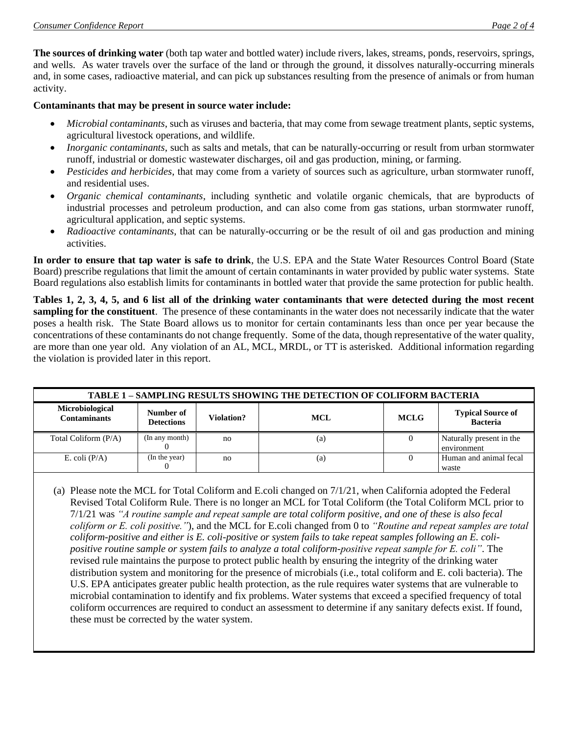**The sources of drinking water** (both tap water and bottled water) include rivers, lakes, streams, ponds, reservoirs, springs, and wells. As water travels over the surface of the land or through the ground, it dissolves naturally-occurring minerals and, in some cases, radioactive material, and can pick up substances resulting from the presence of animals or from human activity.

**Contaminants that may be present in source water include:**

- *Microbial contaminants*, such as viruses and bacteria, that may come from sewage treatment plants, septic systems, agricultural livestock operations, and wildlife.
- *Inorganic contaminants*, such as salts and metals, that can be naturally-occurring or result from urban stormwater runoff, industrial or domestic wastewater discharges, oil and gas production, mining, or farming.
- *Pesticides and herbicides*, that may come from a variety of sources such as agriculture, urban stormwater runoff, and residential uses.
- *Organic chemical contaminants*, including synthetic and volatile organic chemicals, that are byproducts of industrial processes and petroleum production, and can also come from gas stations, urban stormwater runoff, agricultural application, and septic systems.
- *Radioactive contaminants*, that can be naturally-occurring or be the result of oil and gas production and mining activities.

**In order to ensure that tap water is safe to drink**, the U.S. EPA and the State Water Resources Control Board (State Board) prescribe regulations that limit the amount of certain contaminants in water provided by public water systems. State Board regulations also establish limits for contaminants in bottled water that provide the same protection for public health.

**Tables 1, 2, 3, 4, 5, and 6 list all of the drinking water contaminants that were detected during the most recent sampling for the constituent**. The presence of these contaminants in the water does not necessarily indicate that the water poses a health risk. The State Board allows us to monitor for certain contaminants less than once per year because the concentrations of these contaminants do not change frequently. Some of the data, though representative of the water quality, are more than one year old. Any violation of an AL, MCL, MRDL, or TT is asterisked. Additional information regarding the violation is provided later in this report.

| TABLE 1 – SAMPLING RESULTS SHOWING THE DETECTION OF COLIFORM BACTERIA | | | | | |
|---|---|---|---|---|---|
| **Microbiological Contaminants** | **Number of Detections** | **Violation?** | **MCL** | **MCLG** | **Typical Source of Bacteria** |
| Total Coliform (P/A) | (In any month) 0 | no | (a) | 0 | Naturally present in the environment |
| E. coli (P/A) | (In the year) 0 | no | (a) | 0 | Human and animal fecal waste |

(a) Please note the MCL for Total Coliform and E.coli changed on 7/1/21, when California adopted the Federal Revised Total Coliform Rule. There is no longer an MCL for Total Coliform (the Total Coliform MCL prior to 7/1/21 was *"A routine sample and repeat sample are total coliform positive, and one of these is also fecal coliform or E. coli positive."*), and the MCL for E.coli changed from 0 to *"Routine and repeat samples are total coliform-positive and either is E. coli-positive or system fails to take repeat samples following an E. coli-positive routine sample or system fails to analyze a total coliform-positive repeat sample for E. coli"*. The revised rule maintains the purpose to protect public health by ensuring the integrity of the drinking water distribution system and monitoring for the presence of microbials (i.e., total coliform and E. coli bacteria). The U.S. EPA anticipates greater public health protection, as the rule requires water systems that are vulnerable to microbial contamination to identify and fix problems. Water systems that exceed a specified frequency of total coliform occurrences are required to conduct an assessment to determine if any sanitary defects exist. If found, these must be corrected by the water system.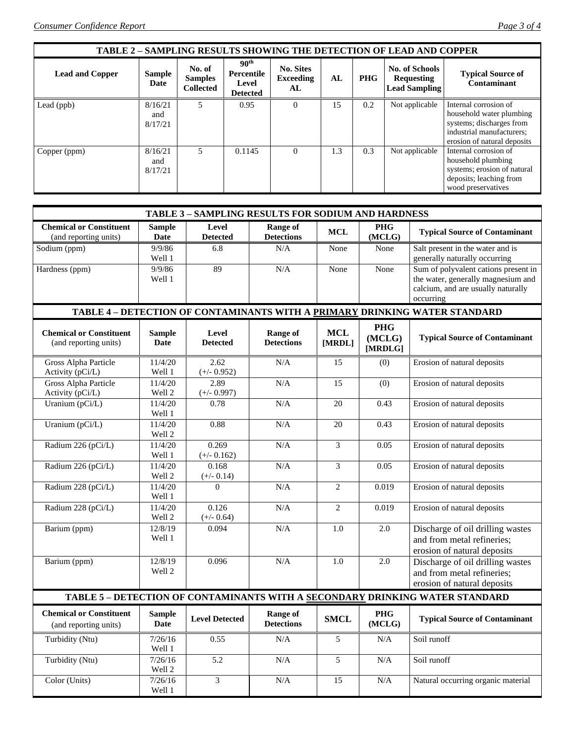| TABLE 2 – SAMPLING RESULTS SHOWING THE DETECTION OF LEAD AND COPPER | | | | | | | | |
|---|---|---|---|---|---|---|---|---|
| **Lead and Copper** | **Sample Date** | **No. of Samples Collected** | **90th Percentile Level Detected** | **No. Sites Exceeding AL** | **AL** | **PHG** | **No. of Schools Requesting Lead Sampling** | **Typical Source of Contaminant** |
| Lead (ppb) | 8/16/21 and 8/17/21 | 5 | 0.95 | 0 | 15 | 0.2 | Not applicable | Internal corrosion of household water plumbing systems; discharges from industrial manufacturers; erosion of natural deposits |
| Copper (ppm) | 8/16/21 and 8/17/21 | 5 | 0.1145 | 0 | 1.3 | 0.3 | Not applicable | Internal corrosion of household plumbing systems; erosion of natural deposits; leaching from wood preservatives |

| TABLE 3 – SAMPLING RESULTS FOR SODIUM AND HARDNESS | | | | | | |
|---|---|---|---|---|---|---|
| **Chemical or Constituent** (and reporting units) | **Sample Date** | **Level Detected** | **Range of Detections** | **MCL** | **PHG (MCLG)** | **Typical Source of Contaminant** |
| Sodium (ppm) | 9/9/86 Well 1 | 6.8 | N/A | None | None | Salt present in the water and is generally naturally occurring |
| Hardness (ppm) | 9/9/86 Well 1 | 89 | N/A | None | None | Sum of polyvalent cations present in the water, generally magnesium and calcium, and are usually naturally occurring |

| TABLE 4 – DETECTION OF CONTAMINANTS WITH A PRIMARY DRINKING WATER STANDARD | | | | | | |
|---|---|---|---|---|---|---|
| **Chemical or Constituent** (and reporting units) | **Sample Date** | **Level Detected** | **Range of Detections** | **MCL [MRDL]** | **PHG (MCLG) [MRDLG]** | **Typical Source of Contaminant** |
| Gross Alpha Particle Activity (pCi/L) | 11/4/20 Well 1 | 2.62 (+/- 0.952) | N/A | 15 | (0) | Erosion of natural deposits |
| Gross Alpha Particle Activity (pCi/L) | 11/4/20 Well 2 | 2.89 (+/- 0.997) | N/A | 15 | (0) | Erosion of natural deposits |
| Uranium (pCi/L) | 11/4/20 Well 1 | 0.78 | N/A | 20 | 0.43 | Erosion of natural deposits |
| Uranium (pCi/L) | 11/4/20 Well 2 | 0.88 | N/A | 20 | 0.43 | Erosion of natural deposits |
| Radium 226 (pCi/L) | 11/4/20 Well 1 | 0.269 (+/- 0.162) | N/A | 3 | 0.05 | Erosion of natural deposits |
| Radium 226 (pCi/L) | 11/4/20 Well 2 | 0.168 (+/- 0.14) | N/A | 3 | 0.05 | Erosion of natural deposits |
| Radium 228 (pCi/L) | 11/4/20 Well 1 | 0 | N/A | 2 | 0.019 | Erosion of natural deposits |
| Radium 228 (pCi/L) | 11/4/20 Well 2 | 0.126 (+/- 0.64) | N/A | 2 | 0.019 | Erosion of natural deposits |
| Barium (ppm) | 12/8/19 Well 1 | 0.094 | N/A | 1.0 | 2.0 | Discharge of oil drilling wastes and from metal refineries; erosion of natural deposits |
| Barium (ppm) | 12/8/19 Well 2 | 0.096 | N/A | 1.0 | 2.0 | Discharge of oil drilling wastes and from metal refineries; erosion of natural deposits |

| TABLE 5 – DETECTION OF CONTAMINANTS WITH A SECONDARY DRINKING WATER STANDARD | | | | | | |
|---|---|---|---|---|---|---|
| **Chemical or Constituent** (and reporting units) | **Sample Date** | **Level Detected** | **Range of Detections** | **SMCL** | **PHG (MCLG)** | **Typical Source of Contaminant** |
| Turbidity (Ntu) | 7/26/16 Well 1 | 0.55 | N/A | 5 | N/A | Soil runoff |
| Turbidity (Ntu) | 7/26/16 Well 2 | 5.2 | N/A | 5 | N/A | Soil runoff |
| Color (Units) | 7/26/16 Well 1 | 3 | N/A | 15 | N/A | Natural occurring organic material |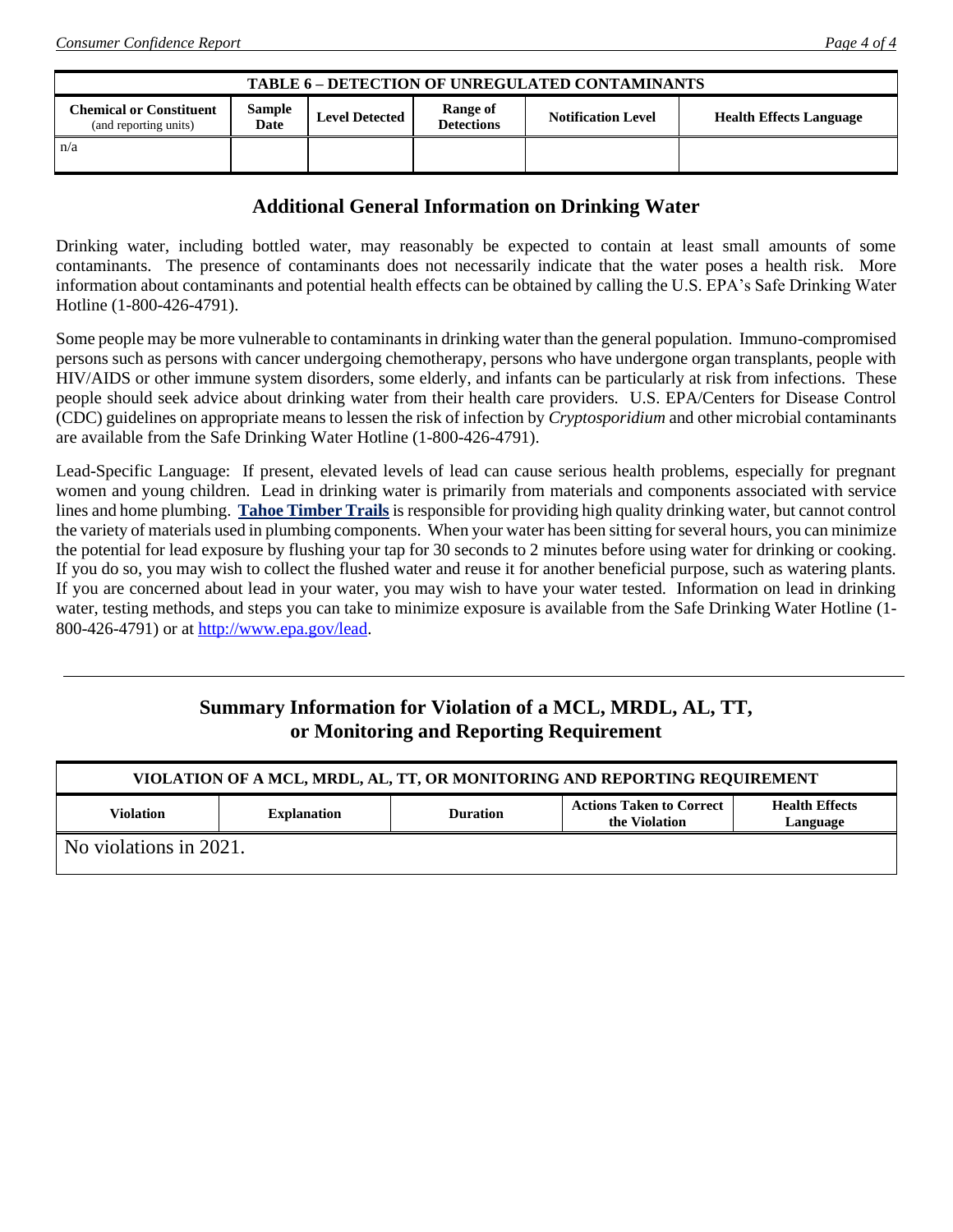| TABLE 6 – DETECTION OF UNREGULATED CONTAMINANTS | | | | | |
|---|---|---|---|---|---|
| **Chemical or Constituent** (and reporting units) | **Sample Date** | **Level Detected** | **Range of Detections** | **Notification Level** | **Health Effects Language** |
| n/a | | | | | |

## Additional General Information on Drinking Water

Drinking water, including bottled water, may reasonably be expected to contain at least small amounts of some contaminants. The presence of contaminants does not necessarily indicate that the water poses a health risk. More information about contaminants and potential health effects can be obtained by calling the U.S. EPA's Safe Drinking Water Hotline (1-800-426-4791).

Some people may be more vulnerable to contaminants in drinking water than the general population. Immuno-compromised persons such as persons with cancer undergoing chemotherapy, persons who have undergone organ transplants, people with HIV/AIDS or other immune system disorders, some elderly, and infants can be particularly at risk from infections. These people should seek advice about drinking water from their health care providers. U.S. EPA/Centers for Disease Control (CDC) guidelines on appropriate means to lessen the risk of infection by *Cryptosporidium* and other microbial contaminants are available from the Safe Drinking Water Hotline (1-800-426-4791).

Lead-Specific Language: If present, elevated levels of lead can cause serious health problems, especially for pregnant women and young children. Lead in drinking water is primarily from materials and components associated with service lines and home plumbing. **Tahoe Timber Trails** is responsible for providing high quality drinking water, but cannot control the variety of materials used in plumbing components. When your water has been sitting for several hours, you can minimize the potential for lead exposure by flushing your tap for 30 seconds to 2 minutes before using water for drinking or cooking. If you do so, you may wish to collect the flushed water and reuse it for another beneficial purpose, such as watering plants. If you are concerned about lead in your water, you may wish to have your water tested. Information on lead in drinking water, testing methods, and steps you can take to minimize exposure is available from the Safe Drinking Water Hotline (1-800-426-4791) or at http://www.epa.gov/lead.

---

## Summary Information for Violation of a MCL, MRDL, AL, TT, or Monitoring and Reporting Requirement

| VIOLATION OF A MCL, MRDL, AL, TT, OR MONITORING AND REPORTING REQUIREMENT | | | | |
|---|---|---|---|---|
| **Violation** | **Explanation** | **Duration** | **Actions Taken to Correct the Violation** | **Health Effects Language** |
| No violations in 2021. | | | | |